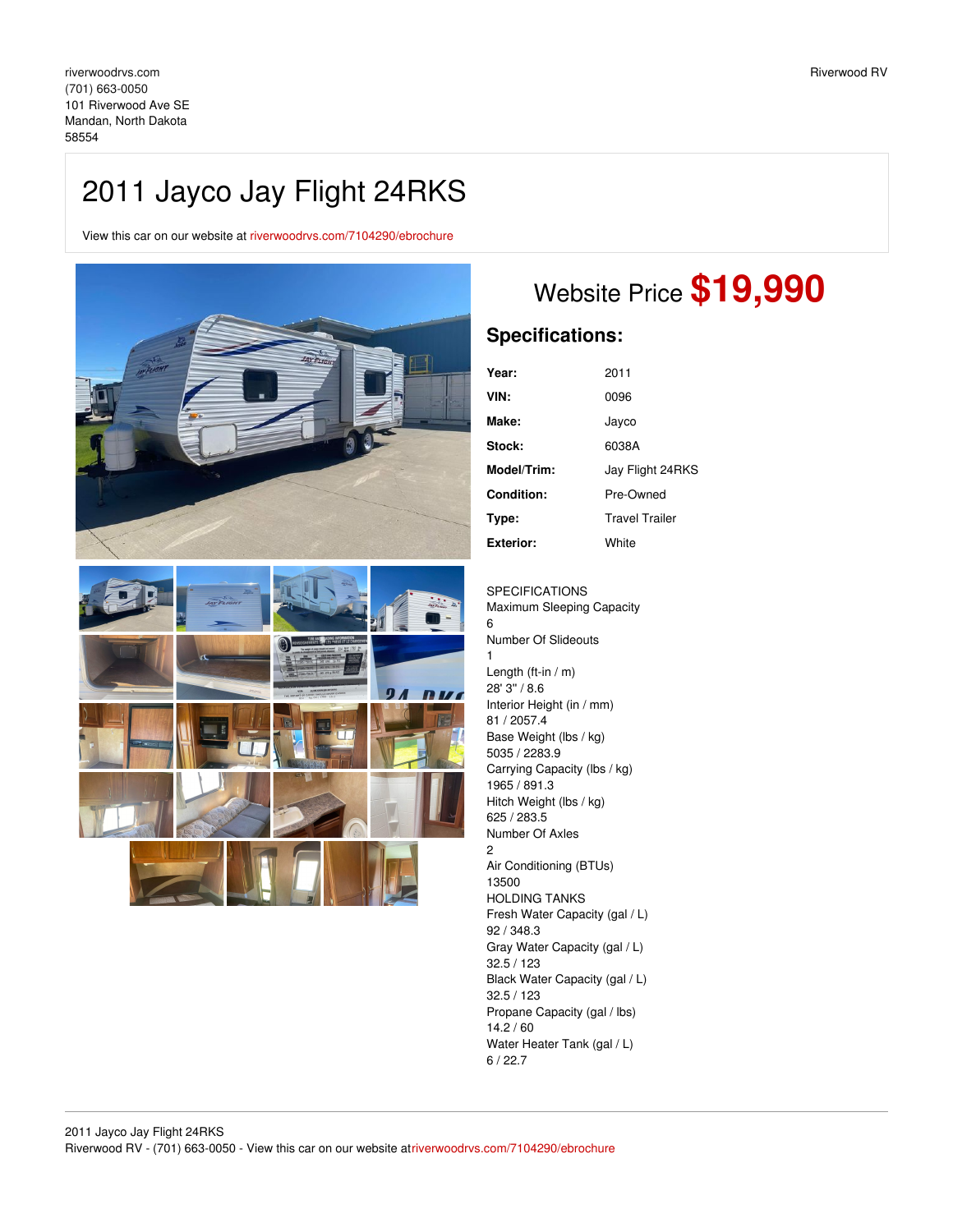riverwoodrvs.com
(701) 663-0050
101 Riverwood Ave SE
Mandan, North Dakota
58554

Riverwood RV

# 2011 Jayco Jay Flight 24RKS

View this car on our website at riverwoodrvs.com/7104290/ebrochure

## Website Price $19,990

## Specifications:

| | |
|---|---|
| **Year:** | 2011 |
| **VIN:** | 0096 |
| **Make:** | Jayco |
| **Stock:** | 6038A |
| **Model/Trim:** | Jay Flight 24RKS |
| **Condition:** | Pre-Owned |
| **Type:** | Travel Trailer |
| **Exterior:** | White |

SPECIFICATIONS
Maximum Sleeping Capacity
6
Number Of Slideouts
1
Length (ft-in / m)
28' 3" / 8.6
Interior Height (in / mm)
81 / 2057.4
Base Weight (lbs / kg)
5035 / 2283.9
Carrying Capacity (lbs / kg)
1965 / 891.3
Hitch Weight (lbs / kg)
625 / 283.5
Number Of Axles
2
Air Conditioning (BTUs)
13500
HOLDING TANKS
Fresh Water Capacity (gal / L)
92 / 348.3
Gray Water Capacity (gal / L)
32.5 / 123
Black Water Capacity (gal / L)
32.5 / 123
Propane Capacity (gal / lbs)
14.2 / 60
Water Heater Tank (gal / L)
6 / 22.7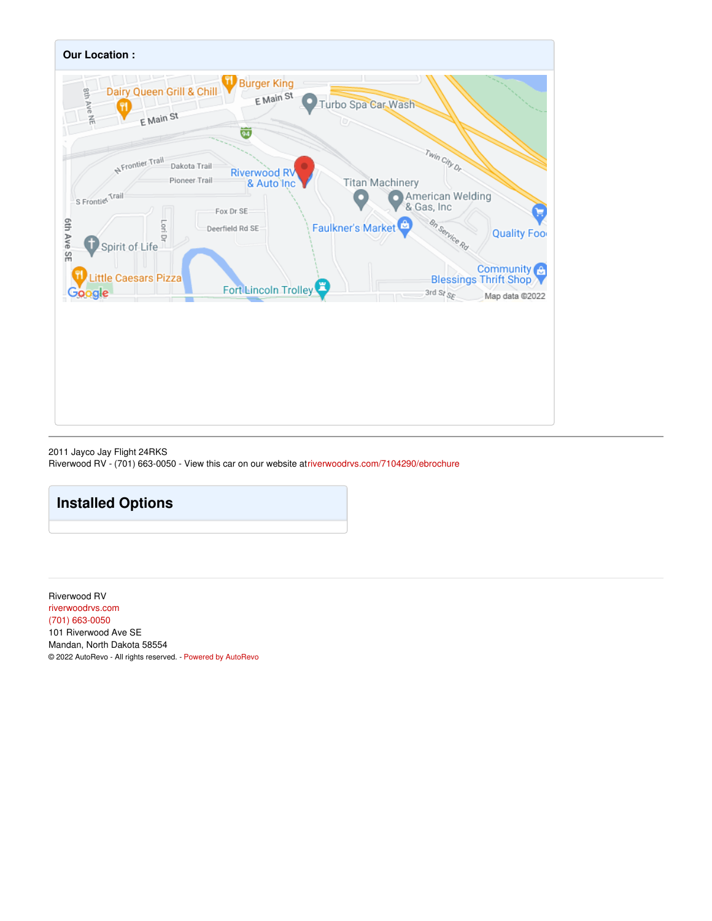**Our Location :**

2011 Jayco Jay Flight 24RKS
Riverwood RV - (701) 663-0050 - View this car on our website atriverwoodrvs.com/7104290/ebrochure

## Installed Options

Riverwood RV
riverwoodrvs.com
(701) 663-0050
101 Riverwood Ave SE
Mandan, North Dakota 58554
© 2022 AutoRevo - All rights reserved. - Powered by AutoRevo